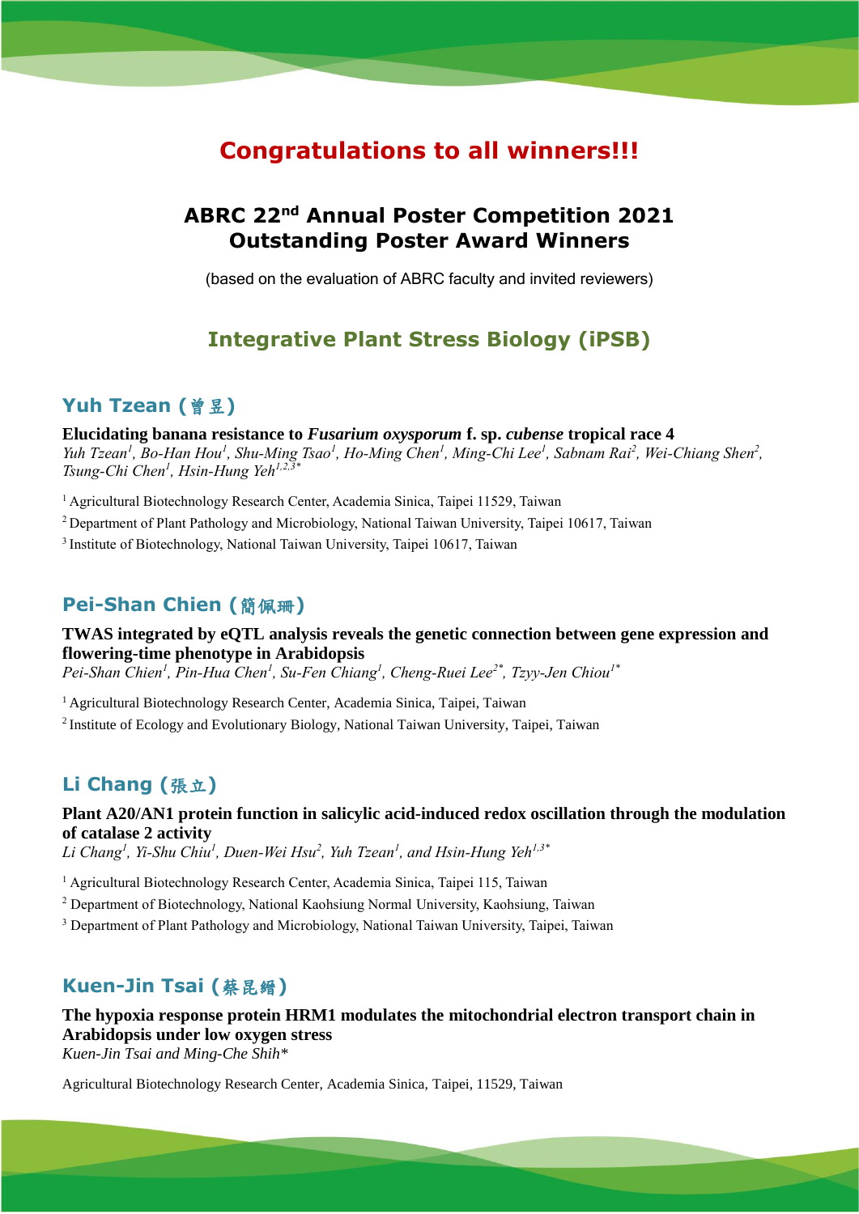# Congratulations to all winners!!!

## ABRC 22nd Annual Poster Competition 2021
## Outstanding Poster Award Winners

(based on the evaluation of ABRC faculty and invited reviewers)

## Integrative Plant Stress Biology (iPSB)

### Yuh Tzean (曾昱)

**Elucidating banana resistance to *Fusarium oxysporum* f. sp. *cubense* tropical race 4**

*Yuh Tzean[1], Bo-Han Hou[1], Shu-Ming Tsao[1], Ho-Ming Chen[1], Ming-Chi Lee[1], Sabnam Rai[2], Wei-Chiang Shen[2], Tsung-Chi Chen[1], Hsin-Hung Yeh[1,2,3*]*

[1] Agricultural Biotechnology Research Center, Academia Sinica, Taipei 11529, Taiwan

[2] Department of Plant Pathology and Microbiology, National Taiwan University, Taipei 10617, Taiwan

[3] Institute of Biotechnology, National Taiwan University, Taipei 10617, Taiwan

### Pei-Shan Chien (簡佩珊)

**TWAS integrated by eQTL analysis reveals the genetic connection between gene expression and flowering-time phenotype in Arabidopsis**

*Pei-Shan Chien[1], Pin-Hua Chen[1], Su-Fen Chiang[1], Cheng-Ruei Lee[2*], Tzyy-Jen Chiou[1*]*

[1] Agricultural Biotechnology Research Center, Academia Sinica, Taipei, Taiwan

[2] Institute of Ecology and Evolutionary Biology, National Taiwan University, Taipei, Taiwan

### Li Chang (張立)

**Plant A20/AN1 protein function in salicylic acid-induced redox oscillation through the modulation of catalase 2 activity**

*Li Chang[1], Yi-Shu Chiu[1], Duen-Wei Hsu[2], Yuh Tzean[1], and Hsin-Hung Yeh[1,3*]*

[1] Agricultural Biotechnology Research Center, Academia Sinica, Taipei 115, Taiwan

[2] Department of Biotechnology, National Kaohsiung Normal University, Kaohsiung, Taiwan

[3] Department of Plant Pathology and Microbiology, National Taiwan University, Taipei, Taiwan

### Kuen-Jin Tsai (蔡昆縉)

**The hypoxia response protein HRM1 modulates the mitochondrial electron transport chain in Arabidopsis under low oxygen stress**

*Kuen-Jin Tsai and Ming-Che Shih**

Agricultural Biotechnology Research Center, Academia Sinica, Taipei, 11529, Taiwan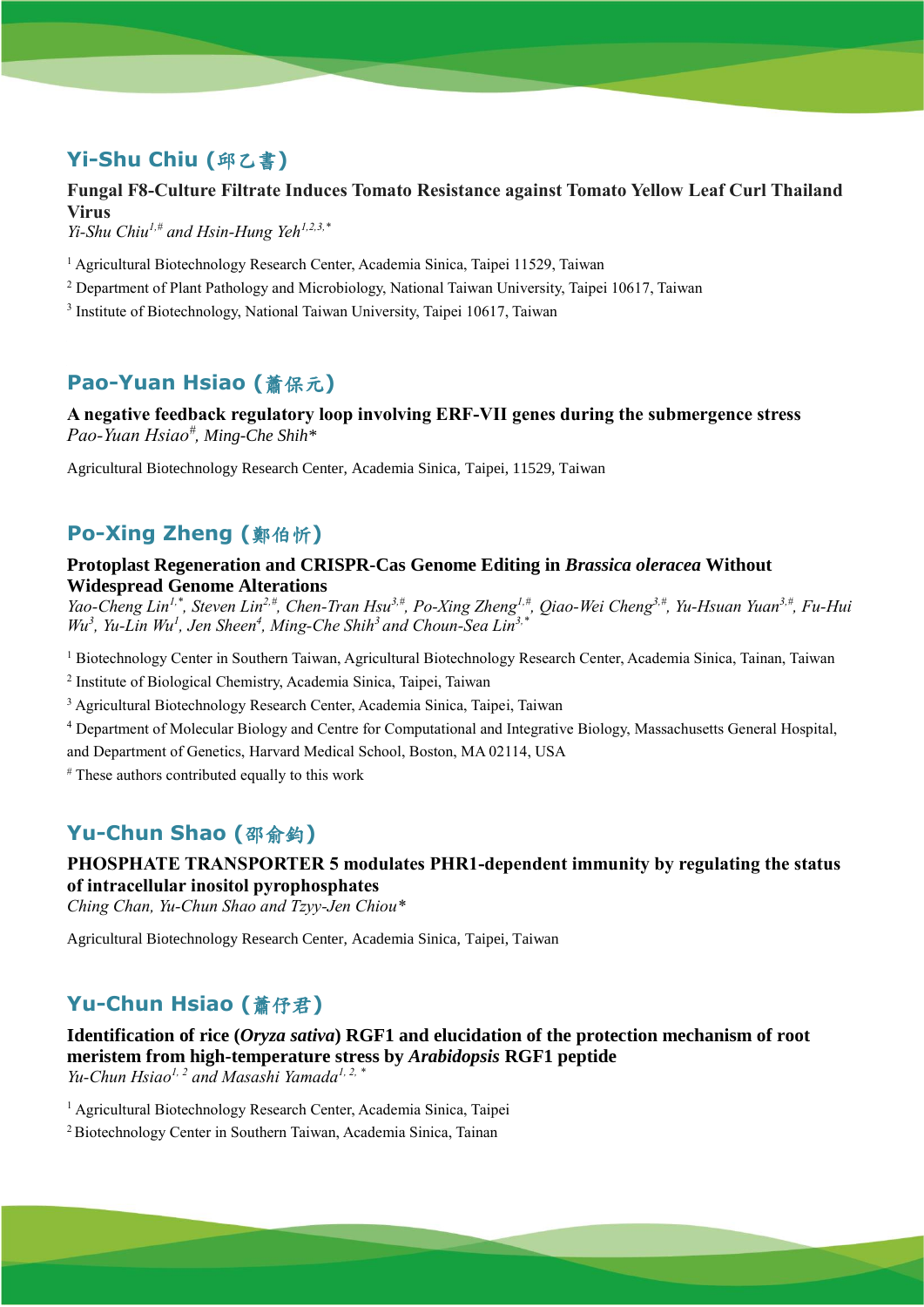## Yi-Shu Chiu (邱乙書)

**Fungal F8-Culture Filtrate Induces Tomato Resistance against Tomato Yellow Leaf Curl Thailand Virus**

*Yi-Shu Chiu[1,#] and Hsin-Hung Yeh[1,2,3,*]*

[1] Agricultural Biotechnology Research Center, Academia Sinica, Taipei 11529, Taiwan

[2] Department of Plant Pathology and Microbiology, National Taiwan University, Taipei 10617, Taiwan

[3] Institute of Biotechnology, National Taiwan University, Taipei 10617, Taiwan

## Pao-Yuan Hsiao (蕭保元)

**A negative feedback regulatory loop involving ERF-VII genes during the submergence stress**

*Pao-Yuan Hsiao[#], Ming-Che Shih**

Agricultural Biotechnology Research Center, Academia Sinica, Taipei, 11529, Taiwan

## Po-Xing Zheng (鄭伯忻)

**Protoplast Regeneration and CRISPR-Cas Genome Editing in *Brassica oleracea* Without Widespread Genome Alterations**

*Yao-Cheng Lin[1,*], Steven Lin[2,#], Chen-Tran Hsu[3,#], Po-Xing Zheng[1,#], Qiao-Wei Cheng[3,#], Yu-Hsuan Yuan[3,#], Fu-Hui Wu[3], Yu-Lin Wu[1], Jen Sheen[4], Ming-Che Shih[3] and Choun-Sea Lin[3,*]*

[1] Biotechnology Center in Southern Taiwan, Agricultural Biotechnology Research Center, Academia Sinica, Tainan, Taiwan

[2] Institute of Biological Chemistry, Academia Sinica, Taipei, Taiwan

[3] Agricultural Biotechnology Research Center, Academia Sinica, Taipei, Taiwan

[4] Department of Molecular Biology and Centre for Computational and Integrative Biology, Massachusetts General Hospital, and Department of Genetics, Harvard Medical School, Boston, MA 02114, USA

[#] These authors contributed equally to this work

## Yu-Chun Shao (邵俞鈞)

**PHOSPHATE TRANSPORTER 5 modulates PHR1-dependent immunity by regulating the status of intracellular inositol pyrophosphates**

*Ching Chan, Yu-Chun Shao and Tzyy-Jen Chiou**

Agricultural Biotechnology Research Center, Academia Sinica, Taipei, Taiwan

## Yu-Chun Hsiao (蕭仔君)

**Identification of rice (*Oryza sativa*) RGF1 and elucidation of the protection mechanism of root meristem from high-temperature stress by *Arabidopsis* RGF1 peptide**

*Yu-Chun Hsiao[1, 2] and Masashi Yamada[1, 2, *]*

[1] Agricultural Biotechnology Research Center, Academia Sinica, Taipei

[2] Biotechnology Center in Southern Taiwan, Academia Sinica, Tainan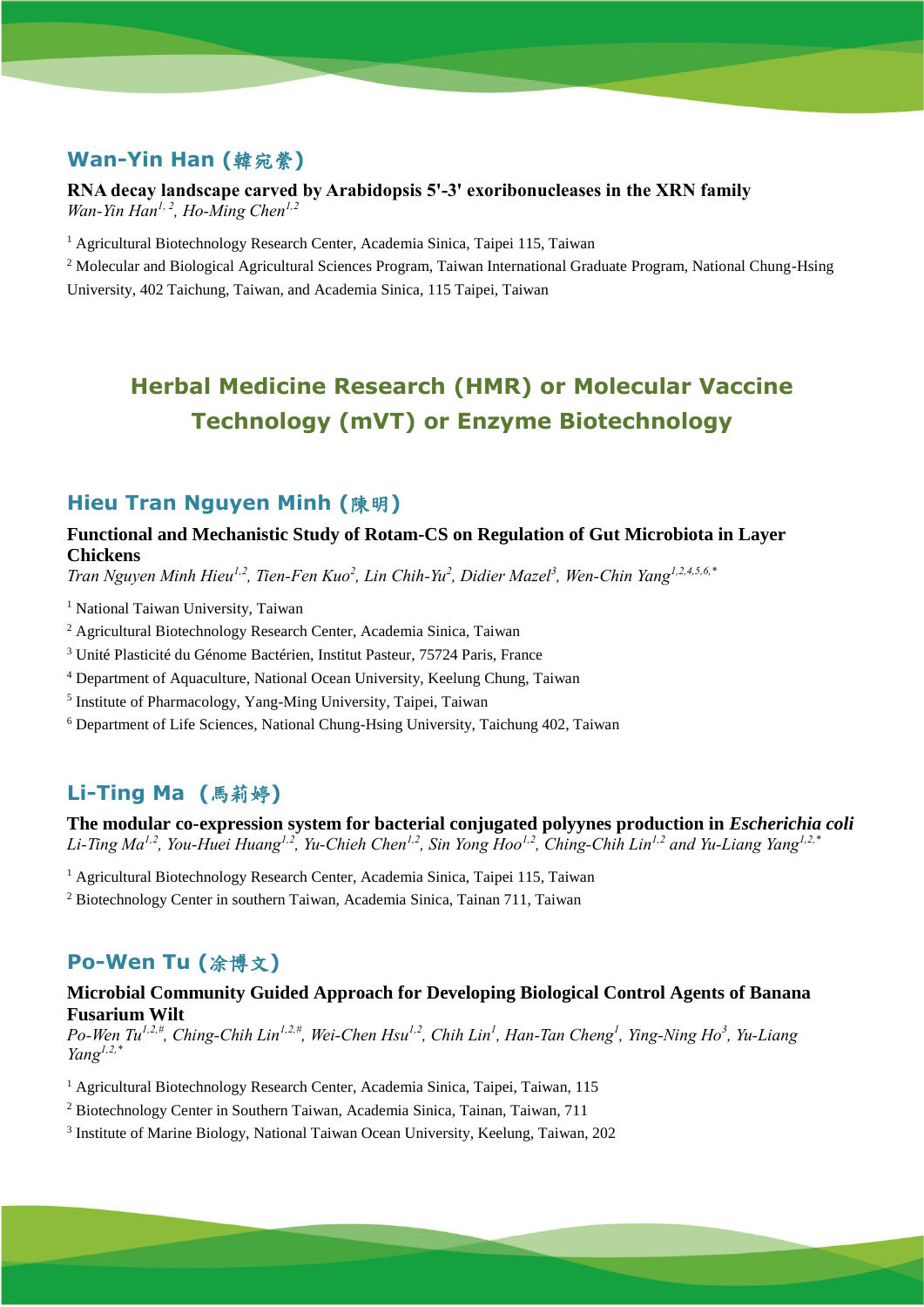## Wan-Yin Han (韓宛縈)

**RNA decay landscape carved by Arabidopsis 5'-3' exoribonucleases in the XRN family**

*Wan-Yin Han[1, 2], Ho-Ming Chen[1,2]*

[1] Agricultural Biotechnology Research Center, Academia Sinica, Taipei 115, Taiwan

[2] Molecular and Biological Agricultural Sciences Program, Taiwan International Graduate Program, National Chung-Hsing University, 402 Taichung, Taiwan, and Academia Sinica, 115 Taipei, Taiwan

# Herbal Medicine Research (HMR) or Molecular Vaccine Technology (mVT) or Enzyme Biotechnology

## Hieu Tran Nguyen Minh (陳明)

**Functional and Mechanistic Study of Rotam-CS on Regulation of Gut Microbiota in Layer Chickens**

*Tran Nguyen Minh Hieu[1,2], Tien-Fen Kuo[2], Lin Chih-Yu[2], Didier Mazel[3], Wen-Chin Yang[1,2,4,5,6,*]*

[1] National Taiwan University, Taiwan

[2] Agricultural Biotechnology Research Center, Academia Sinica, Taiwan

[3] Unité Plasticité du Génome Bactérien, Institut Pasteur, 75724 Paris, France

[4] Department of Aquaculture, National Ocean University, Keelung Chung, Taiwan

[5] Institute of Pharmacology, Yang-Ming University, Taipei, Taiwan

[6] Department of Life Sciences, National Chung-Hsing University, Taichung 402, Taiwan

## Li-Ting Ma （馬莉婷)

**The modular co-expression system for bacterial conjugated polyynes production in *Escherichia coli***

*Li-Ting Ma[1,2], You-Huei Huang[1,2], Yu-Chieh Chen[1,2], Sin Yong Hoo[1,2], Ching-Chih Lin[1,2] and Yu-Liang Yang[1,2,*]*

[1] Agricultural Biotechnology Research Center, Academia Sinica, Taipei 115, Taiwan

[2] Biotechnology Center in southern Taiwan, Academia Sinica, Tainan 711, Taiwan

## Po-Wen Tu (凃博文)

**Microbial Community Guided Approach for Developing Biological Control Agents of Banana Fusarium Wilt**

*Po-Wen Tu[1,2,#], Ching-Chih Lin[1,2,#], Wei-Chen Hsu[1,2], Chih Lin[1], Han-Tan Cheng[1], Ying-Ning Ho[3], Yu-Liang Yang[1,2,*]*

[1] Agricultural Biotechnology Research Center, Academia Sinica, Taipei, Taiwan, 115

[2] Biotechnology Center in Southern Taiwan, Academia Sinica, Tainan, Taiwan, 711

[3] Institute of Marine Biology, National Taiwan Ocean University, Keelung, Taiwan, 202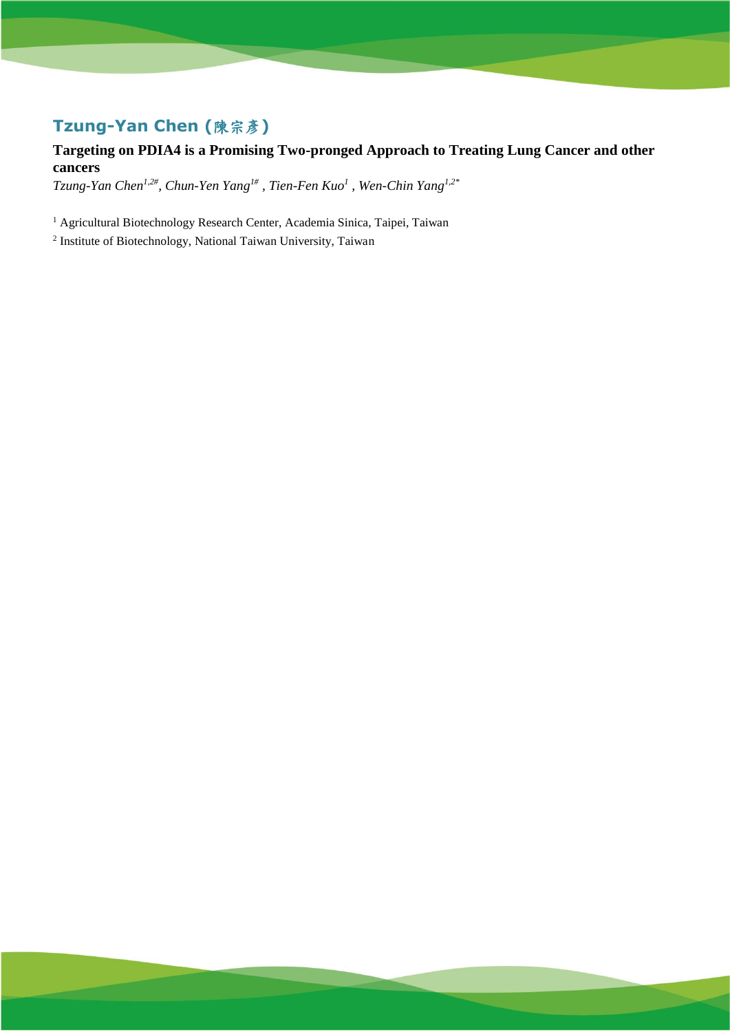## Tzung-Yan Chen (陳宗彥)

**Targeting on PDIA4 is a Promising Two-pronged Approach to Treating Lung Cancer and other cancers**

*Tzung-Yan Chen[1,2#], Chun-Yen Yang[1#] , Tien-Fen Kuo[1] , Wen-Chin Yang[1,2*]*

[1] Agricultural Biotechnology Research Center, Academia Sinica, Taipei, Taiwan

[2] Institute of Biotechnology, National Taiwan University, Taiwan